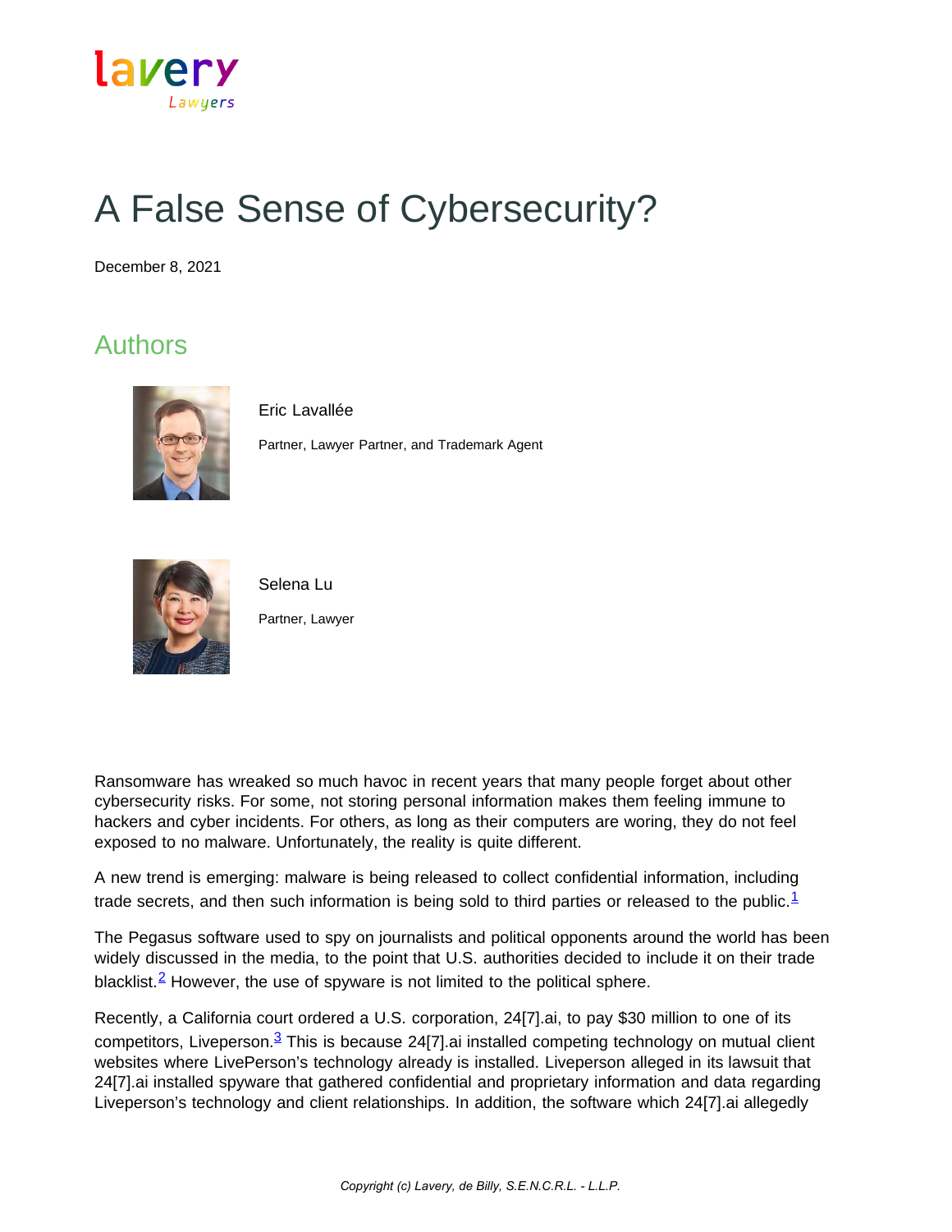lavery
Lawyers

# A False Sense of Cybersecurity?

December 8, 2021

## Authors

Eric Lavallée

Partner, Lawyer Partner, and Trademark Agent

Selena Lu

Partner, Lawyer

Ransomware has wreaked so much havoc in recent years that many people forget about other cybersecurity risks. For some, not storing personal information makes them feeling immune to hackers and cyber incidents. For others, as long as their computers are woring, they do not feel exposed to no malware. Unfortunately, the reality is quite different.

A new trend is emerging: malware is being released to collect confidential information, including trade secrets, and then such information is being sold to third parties or released to the public.[1]

The Pegasus software used to spy on journalists and political opponents around the world has been widely discussed in the media, to the point that U.S. authorities decided to include it on their trade blacklist.[2] However, the use of spyware is not limited to the political sphere.

Recently, a California court ordered a U.S. corporation, 24[7].ai, to pay $30 million to one of its competitors, Liveperson.[3] This is because 24[7].ai installed competing technology on mutual client websites where LivePerson's technology already is installed. Liveperson alleged in its lawsuit that 24[7].ai installed spyware that gathered confidential and proprietary information and data regarding Liveperson's technology and client relationships. In addition, the software which 24[7].ai allegedly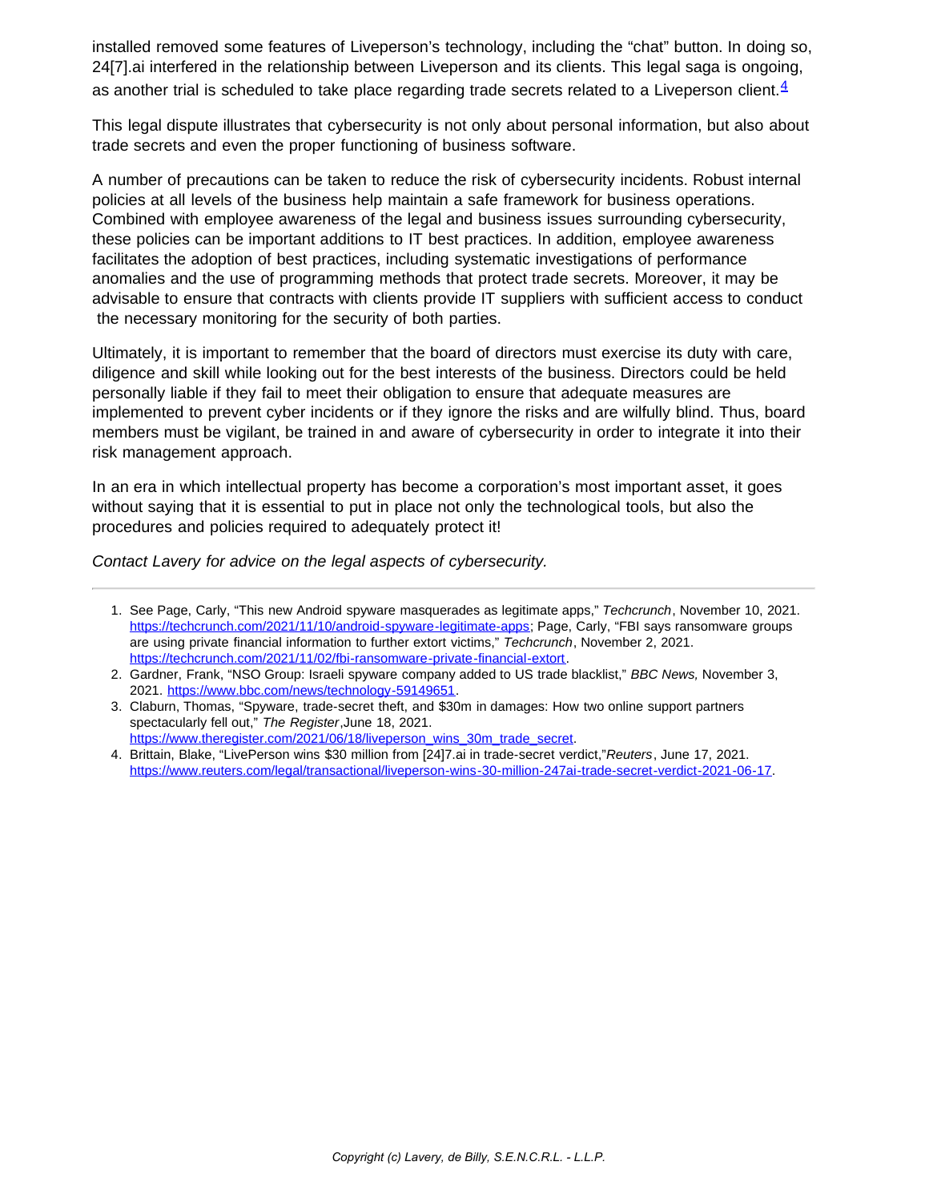installed removed some features of Liveperson's technology, including the "chat" button. In doing so, 24[7].ai interfered in the relationship between Liveperson and its clients. This legal saga is ongoing, as another trial is scheduled to take place regarding trade secrets related to a Liveperson client.[4]

This legal dispute illustrates that cybersecurity is not only about personal information, but also about trade secrets and even the proper functioning of business software.

A number of precautions can be taken to reduce the risk of cybersecurity incidents. Robust internal policies at all levels of the business help maintain a safe framework for business operations. Combined with employee awareness of the legal and business issues surrounding cybersecurity, these policies can be important additions to IT best practices. In addition, employee awareness facilitates the adoption of best practices, including systematic investigations of performance anomalies and the use of programming methods that protect trade secrets. Moreover, it may be advisable to ensure that contracts with clients provide IT suppliers with sufficient access to conduct the necessary monitoring for the security of both parties.

Ultimately, it is important to remember that the board of directors must exercise its duty with care, diligence and skill while looking out for the best interests of the business. Directors could be held personally liable if they fail to meet their obligation to ensure that adequate measures are implemented to prevent cyber incidents or if they ignore the risks and are wilfully blind. Thus, board members must be vigilant, be trained in and aware of cybersecurity in order to integrate it into their risk management approach.

In an era in which intellectual property has become a corporation's most important asset, it goes without saying that it is essential to put in place not only the technological tools, but also the procedures and policies required to adequately protect it!

*Contact Lavery for advice on the legal aspects of cybersecurity.*

---

1. See Page, Carly, "This new Android spyware masquerades as legitimate apps," *Techcrunch*, November 10, 2021. https://techcrunch.com/2021/11/10/android-spyware-legitimate-apps; Page, Carly, "FBI says ransomware groups are using private financial information to further extort victims," *Techcrunch*, November 2, 2021. https://techcrunch.com/2021/11/02/fbi-ransomware-private-financial-extort.
2. Gardner, Frank, "NSO Group: Israeli spyware company added to US trade blacklist," *BBC News,* November 3, 2021. https://www.bbc.com/news/technology-59149651.
3. Claburn, Thomas, "Spyware, trade-secret theft, and $30m in damages: How two online support partners spectacularly fell out," *The Register*,June 18, 2021. https://www.theregister.com/2021/06/18/liveperson_wins_30m_trade_secret.
4. Brittain, Blake, "LivePerson wins $30 million from [24]7.ai in trade-secret verdict,"*Reuters*, June 17, 2021. https://www.reuters.com/legal/transactional/liveperson-wins-30-million-247ai-trade-secret-verdict-2021-06-17.